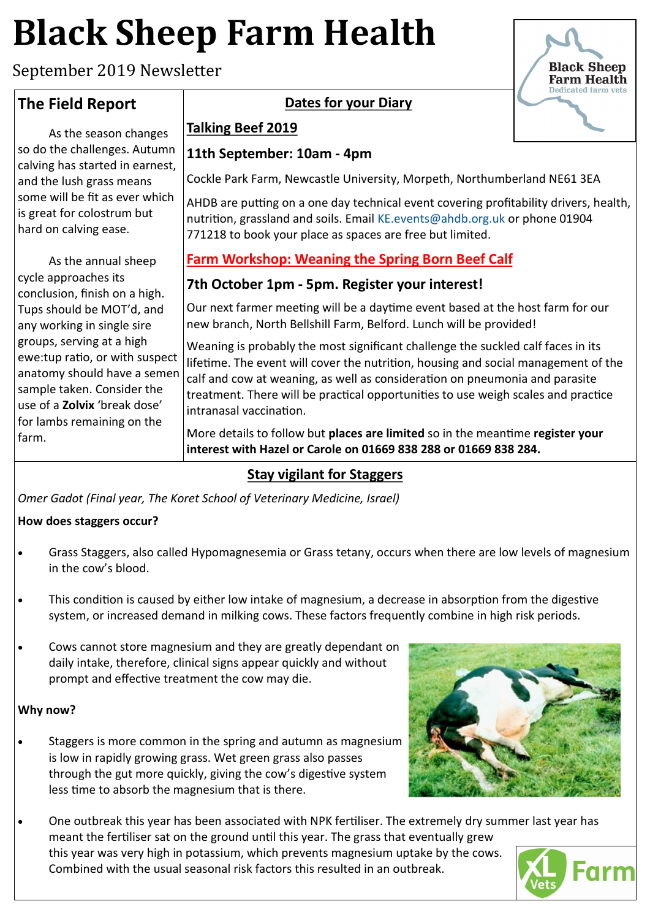# Black Sheep Farm Health

September 2019 Newsletter

## The Field Report

As the season changes so do the challenges. Autumn calving has started in earnest, and the lush grass means some will be fit as ever which is great for colostrum but hard on calving ease.

As the annual sheep cycle approaches its conclusion, finish on a high. Tups should be MOT'd, and any working in single sire groups, serving at a high ewe:tup ratio, or with suspect anatomy should have a semen sample taken. Consider the use of a **Zolvix** 'break dose' for lambs remaining on the farm.

## Dates for your Diary

### Talking Beef 2019

**11th September: 10am - 4pm**

Cockle Park Farm, Newcastle University, Morpeth, Northumberland NE61 3EA

AHDB are putting on a one day technical event covering profitability drivers, health, nutrition, grassland and soils. Email KE.events@ahdb.org.uk or phone 01904 771218 to book your place as spaces are free but limited.

### Farm Workshop: Weaning the Spring Born Beef Calf

**7th October 1pm - 5pm. Register your interest!**

Our next farmer meeting will be a daytime event based at the host farm for our new branch, North Bellshill Farm, Belford. Lunch will be provided!

Weaning is probably the most significant challenge the suckled calf faces in its lifetime. The event will cover the nutrition, housing and social management of the calf and cow at weaning, as well as consideration on pneumonia and parasite treatment. There will be practical opportunities to use weigh scales and practice intranasal vaccination.

More details to follow but **places are limited** so in the meantime **register your interest with Hazel or Carole on 01669 838 288 or 01669 838 284.**

## Stay vigilant for Staggers

*Omer Gadot (Final year, The Koret School of Veterinary Medicine, Israel)*

**How does staggers occur?**

- Grass Staggers, also called Hypomagnesemia or Grass tetany, occurs when there are low levels of magnesium in the cow's blood.
- This condition is caused by either low intake of magnesium, a decrease in absorption from the digestive system, or increased demand in milking cows. These factors frequently combine in high risk periods.
- Cows cannot store magnesium and they are greatly dependant on daily intake, therefore, clinical signs appear quickly and without prompt and effective treatment the cow may die.

**Why now?**

- Staggers is more common in the spring and autumn as magnesium is low in rapidly growing grass. Wet green grass also passes through the gut more quickly, giving the cow's digestive system less time to absorb the magnesium that is there.
- One outbreak this year has been associated with NPK fertiliser. The extremely dry summer last year has meant the fertiliser sat on the ground until this year. The grass that eventually grew this year was very high in potassium, which prevents magnesium uptake by the cows. Combined with the usual seasonal risk factors this resulted in an outbreak.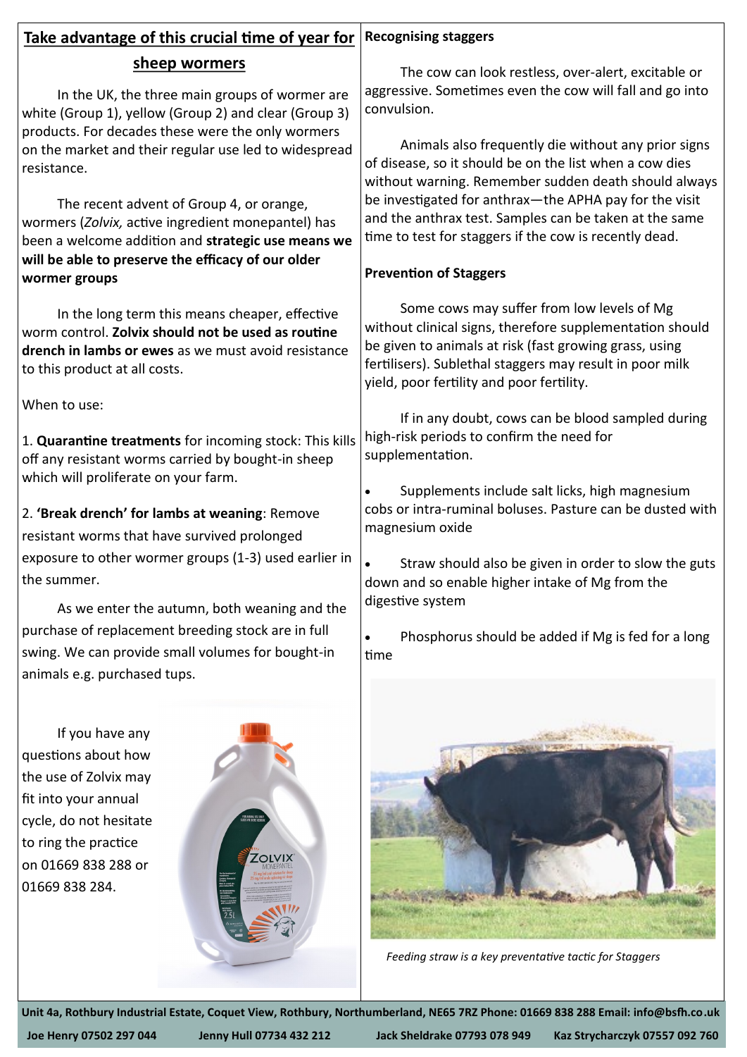## Take advantage of this crucial time of year for sheep wormers

In the UK, the three main groups of wormer are white (Group 1), yellow (Group 2) and clear (Group 3) products. For decades these were the only wormers on the market and their regular use led to widespread resistance.

The recent advent of Group 4, or orange, wormers (*Zolvix,* active ingredient monepantel) has been a welcome addition and **strategic use means we will be able to preserve the efficacy of our older wormer groups**

In the long term this means cheaper, effective worm control. **Zolvix should not be used as routine drench in lambs or ewes** as we must avoid resistance to this product at all costs.

When to use:

1. **Quarantine treatments** for incoming stock: This kills off any resistant worms carried by bought-in sheep which will proliferate on your farm.

2. **'Break drench' for lambs at weaning**: Remove resistant worms that have survived prolonged exposure to other wormer groups (1-3) used earlier in the summer.

As we enter the autumn, both weaning and the purchase of replacement breeding stock are in full swing. We can provide small volumes for bought-in animals e.g. purchased tups.

If you have any questions about how the use of Zolvix may fit into your annual cycle, do not hesitate to ring the practice on 01669 838 288 or 01669 838 284.

**Recognising staggers**

The cow can look restless, over-alert, excitable or aggressive. Sometimes even the cow will fall and go into convulsion.

Animals also frequently die without any prior signs of disease, so it should be on the list when a cow dies without warning. Remember sudden death should always be investigated for anthrax—the APHA pay for the visit and the anthrax test. Samples can be taken at the same time to test for staggers if the cow is recently dead.

**Prevention of Staggers**

Some cows may suffer from low levels of Mg without clinical signs, therefore supplementation should be given to animals at risk (fast growing grass, using fertilisers). Sublethal staggers may result in poor milk yield, poor fertility and poor fertility.

If in any doubt, cows can be blood sampled during high-risk periods to confirm the need for supplementation.

- Supplements include salt licks, high magnesium cobs or intra-ruminal boluses. Pasture can be dusted with magnesium oxide
- Straw should also be given in order to slow the guts down and so enable higher intake of Mg from the digestive system
- Phosphorus should be added if Mg is fed for a long time

*Feeding straw is a key preventative tactic for Staggers*

**Unit 4a, Rothbury Industrial Estate, Coquet View, Rothbury, Northumberland, NE65 7RZ Phone: 01669 838 288 Email: info@bsfh.co.uk**

**Joe Henry 07502 297 044 Jenny Hull 07734 432 212 Jack Sheldrake 07793 078 949 Kaz Strycharczyk 07557 092 760**